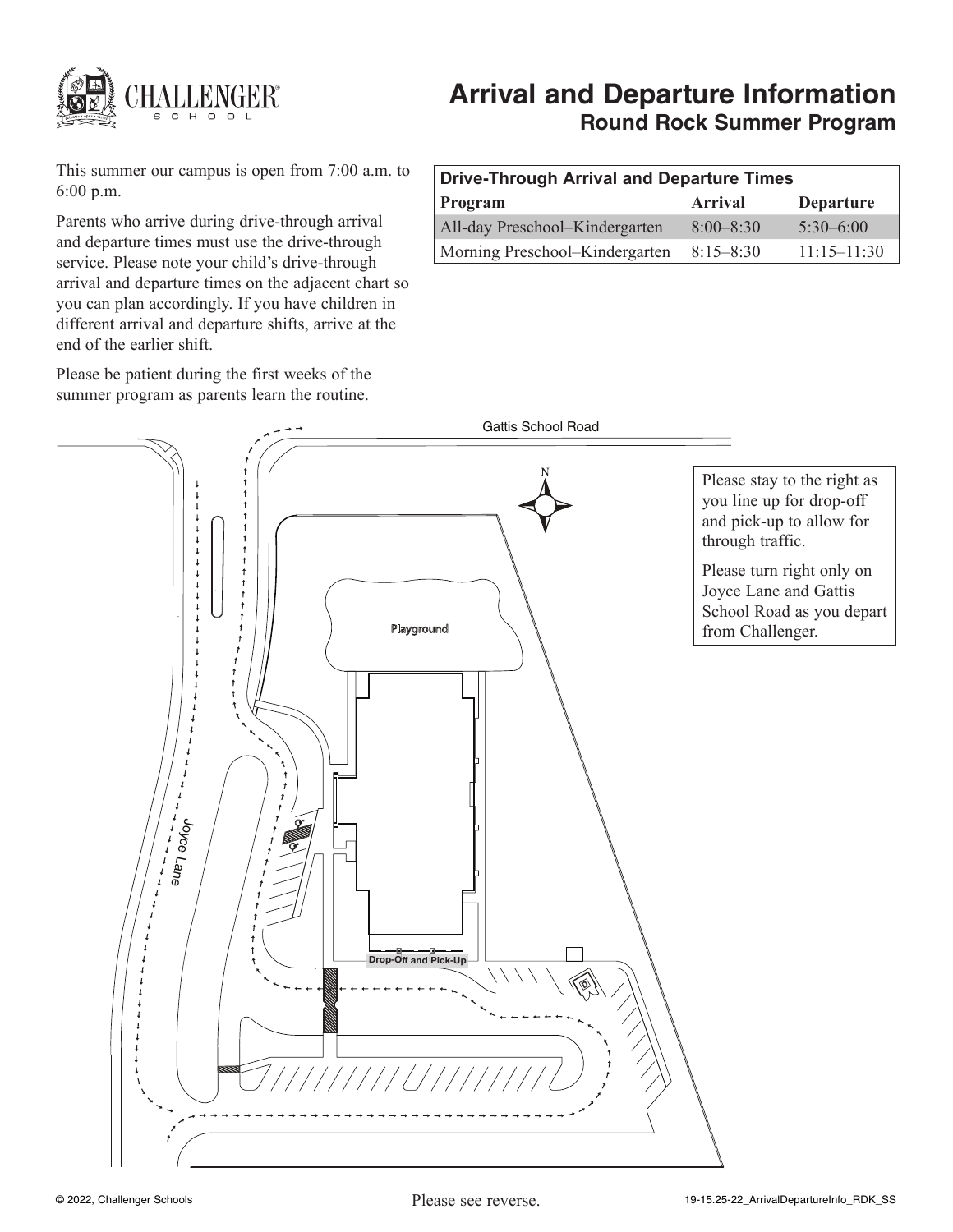CHALLENGER® SCHOOL

# Arrival and Departure Information

## Round Rock Summer Program

This summer our campus is open from 7:00 a.m. to 6:00 p.m.

Parents who arrive during drive-through arrival and departure times must use the drive-through service. Please note your child's drive-through arrival and departure times on the adjacent chart so you can plan accordingly. If you have children in different arrival and departure shifts, arrive at the end of the earlier shift.

Please be patient during the first weeks of the summer program as parents learn the routine.

| Drive-Through Arrival and Departure Times | | |
|---|---|---|
| **Program** | **Arrival** | **Departure** |
| All-day Preschool–Kindergarten | 8:00–8:30 | 5:30–6:00 |
| Morning Preschool–Kindergarten | 8:15–8:30 | 11:15–11:30 |

Gattis School Road

Joyce Lane

Playground

Drop-Off and Pick-Up

Please stay to the right as you line up for drop-off and pick-up to allow for through traffic.

Please turn right only on Joyce Lane and Gattis School Road as you depart from Challenger.

© 2022, Challenger Schools

Please see reverse.

19-15.25-22_ArrivalDepartureInfo_RDK_SS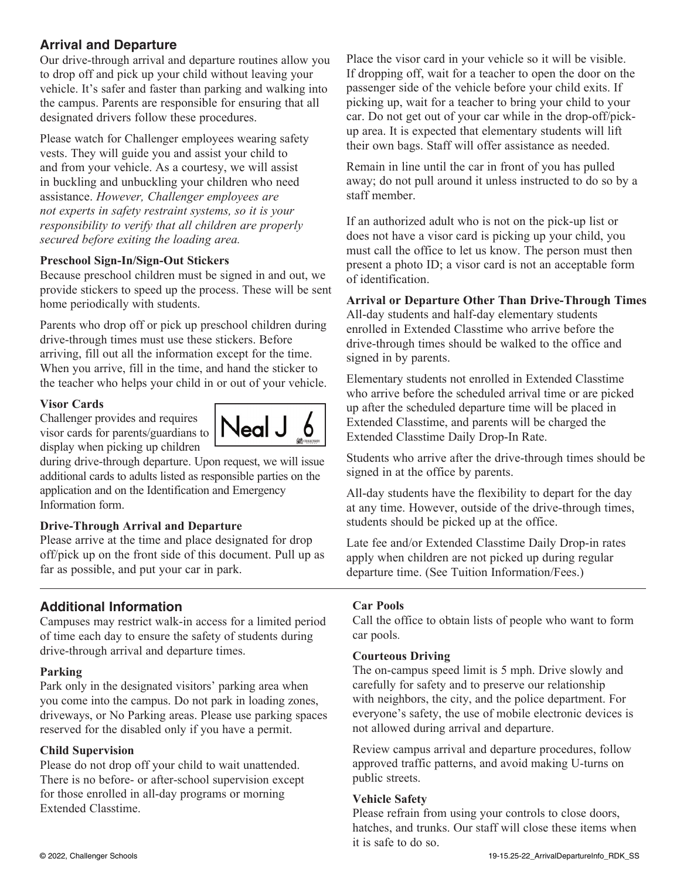## Arrival and Departure

Our drive-through arrival and departure routines allow you to drop off and pick up your child without leaving your vehicle. It's safer and faster than parking and walking into the campus. Parents are responsible for ensuring that all designated drivers follow these procedures.

Please watch for Challenger employees wearing safety vests. They will guide you and assist your child to and from your vehicle. As a courtesy, we will assist in buckling and unbuckling your children who need assistance. *However, Challenger employees are not experts in safety restraint systems, so it is your responsibility to verify that all children are properly secured before exiting the loading area.*

### Preschool Sign-In/Sign-Out Stickers

Because preschool children must be signed in and out, we provide stickers to speed up the process. These will be sent home periodically with students.

Parents who drop off or pick up preschool children during drive-through times must use these stickers. Before arriving, fill out all the information except for the time. When you arrive, fill in the time, and hand the sticker to the teacher who helps your child in or out of your vehicle.

### Visor Cards

Neal J 6

Challenger provides and requires visor cards for parents/guardians to display when picking up children during drive-through departure. Upon request, we will issue additional cards to adults listed as responsible parties on the application and on the Identification and Emergency Information form.

### Drive-Through Arrival and Departure

Please arrive at the time and place designated for drop off/pick up on the front side of this document. Pull up as far as possible, and put your car in park.

Place the visor card in your vehicle so it will be visible. If dropping off, wait for a teacher to open the door on the passenger side of the vehicle before your child exits. If picking up, wait for a teacher to bring your child to your car. Do not get out of your car while in the drop-off/pick-up area. It is expected that elementary students will lift their own bags. Staff will offer assistance as needed.

Remain in line until the car in front of you has pulled away; do not pull around it unless instructed to do so by a staff member.

If an authorized adult who is not on the pick-up list or does not have a visor card is picking up your child, you must call the office to let us know. The person must then present a photo ID; a visor card is not an acceptable form of identification.

### Arrival or Departure Other Than Drive-Through Times

All-day students and half-day elementary students enrolled in Extended Classtime who arrive before the drive-through times should be walked to the office and signed in by parents.

Elementary students not enrolled in Extended Classtime who arrive before the scheduled arrival time or are picked up after the scheduled departure time will be placed in Extended Classtime, and parents will be charged the Extended Classtime Daily Drop-In Rate.

Students who arrive after the drive-through times should be signed in at the office by parents.

All-day students have the flexibility to depart for the day at any time. However, outside of the drive-through times, students should be picked up at the office.

Late fee and/or Extended Classtime Daily Drop-in rates apply when children are not picked up during regular departure time. (See Tuition Information/Fees.)

## Additional Information

Campuses may restrict walk-in access for a limited period of time each day to ensure the safety of students during drive-through arrival and departure times.

### Parking

Park only in the designated visitors' parking area when you come into the campus. Do not park in loading zones, driveways, or No Parking areas. Please use parking spaces reserved for the disabled only if you have a permit.

### Child Supervision

Please do not drop off your child to wait unattended. There is no before- or after-school supervision except for those enrolled in all-day programs or morning Extended Classtime.

### Car Pools

Call the office to obtain lists of people who want to form car pools.

### Courteous Driving

The on-campus speed limit is 5 mph. Drive slowly and carefully for safety and to preserve our relationship with neighbors, the city, and the police department. For everyone's safety, the use of mobile electronic devices is not allowed during arrival and departure.

Review campus arrival and departure procedures, follow approved traffic patterns, and avoid making U-turns on public streets.

### Vehicle Safety

Please refrain from using your controls to close doors, hatches, and trunks. Our staff will close these items when it is safe to do so.

© 2022, Challenger Schools 19-15.25-22_ArrivalDepartureInfo_RDK_SS